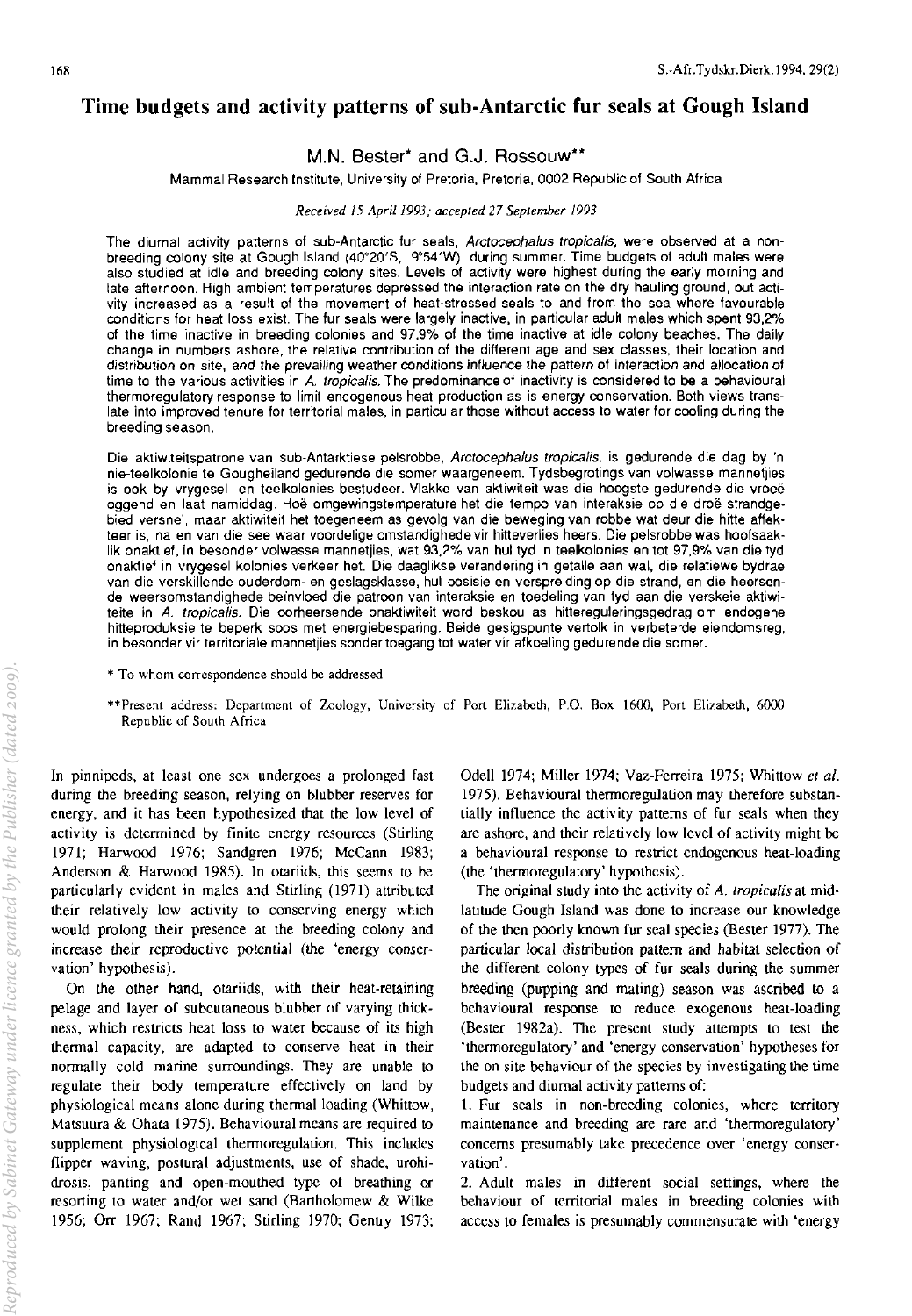# Time budgets and activity patterns of sub-Antarctic fur seals at Gough Island

**M.N. Bester\* and G.J. Rossouw\*\***

Mammal Research Institute, University of Pretoria, Pretoria, 0002 Republic of South Africa

*Received 15 April 1993; accepted 27 September 1993*

The diurnal activity patterns of sub-Antarctic fur seals, *Arctocephalus tropicalis*, were observed at a non-breeding colony site at Gough Island (40°20'S, 9°54'W) during summer. Time budgets of adult males were also studied at idle and breeding colony sites. Levels of activity were highest during the early morning and late afternoon. High ambient temperatures depressed the interaction rate on the dry hauling ground, but activity increased as a result of the movement of heat-stressed seals to and from the sea where favourable conditions for heat loss exist. The fur seals were largely inactive, in particular adult males which spent 93,2% of the time inactive in breeding colonies and 97,9% of the time inactive at idle colony beaches. The daily change in numbers ashore, the relative contribution of the different age and sex classes, their location and distribution on site, and the prevailing weather conditions influence the pattern of interaction and allocation of time to the various activities in *A. tropicalis*. The predominance of inactivity is considered to be a behavioural thermoregulatory response to limit endogenous heat production as is energy conservation. Both views translate into improved tenure for territorial males, in particular those without access to water for cooling during the breeding season.

Die aktiwiteitspatrone van sub-Antarktiese pelsrobbe, *Arctocephalus tropicalis*, is gedurende die dag by 'n nie-teelkolonie te Gougheiland gedurende die somer waargeneem. Tydsbegrotings van volwasse mannetjies is ook by vrygesel- en teelkolonies bestudeer. Vlakke van aktiwiteit was die hoogste gedurende die vroeë oggend en laat namiddag. Hoë omgewingstemperature het die tempo van interaksie op die droë strandgebied versnel, maar aktiwiteit het toegeneem as gevolg van die beweging van robbe wat deur die hitte affekteer is, na en van die see waar voordelige omstandighede vir hitteverlies heers. Die pelsrobbe was hoofsaaklik onaktief, in besonder volwasse mannetjies, wat 93,2% van hul tyd in teelkolonies en tot 97,9% van die tyd onaktief in vrygesel kolonies verkeer het. Die daaglikse verandering in getalle aan wal, die relatiewe bydrae van die verskillende ouderdom- en geslagsklasse, hul posisie en verspreiding op die strand, en die heersende weersomstandighede beïnvloed die patroon van interaksie en toedeling van tyd aan die verskeie aktiwiteite in *A. tropicalis*. Die oorheersende onaktiwiteit word beskou as hittereguleringsgedrag om endogene hitteproduksie te beperk soos met energiebesparing. Beide gesigspunte vertolk in verbeterde eiendomsreg, in besonder vir territoriale mannetjies sonder toegang tot water vir afkoeling gedurende die somer.

\* To whom correspondence should be addressed

\*\*Present address: Department of Zoology, University of Port Elizabeth, P.O. Box 1600, Port Elizabeth, 6000 Republic of South Africa

In pinnipeds, at least one sex undergoes a prolonged fast during the breeding season, relying on blubber reserves for energy, and it has been hypothesized that the low level of activity is determined by finite energy resources (Stirling 1971; Harwood 1976; Sandgren 1976; McCann 1983; Anderson & Harwood 1985). In otariids, this seems to be particularly evident in males and Stirling (1971) attributed their relatively low activity to conserving energy which would prolong their presence at the breeding colony and increase their reproductive potential (the 'energy conservation' hypothesis).

On the other hand, otariids, with their heat-retaining pelage and layer of subcutaneous blubber of varying thickness, which restricts heat loss to water because of its high thermal capacity, are adapted to conserve heat in their normally cold marine surroundings. They are unable to regulate their body temperature effectively on land by physiological means alone during thermal loading (Whittow, Matsuura & Ohata 1975). Behavioural means are required to supplement physiological thermoregulation. This includes flipper waving, postural adjustments, use of shade, urohidrosis, panting and open-mouthed type of breathing or resorting to water and/or wet sand (Bartholomew & Wilke 1956; Orr 1967; Rand 1967; Stirling 1970; Gentry 1973; Odell 1974; Miller 1974; Vaz-Ferreira 1975; Whittow *et al.* 1975). Behavioural thermoregulation may therefore substantially influence the activity patterns of fur seals when they are ashore, and their relatively low level of activity might be a behavioural response to restrict endogenous heat-loading (the 'thermoregulatory' hypothesis).

The original study into the activity of *A. tropicalis* at mid-latitude Gough Island was done to increase our knowledge of the then poorly known fur seal species (Bester 1977). The particular local distribution pattern and habitat selection of the different colony types of fur seals during the summer breeding (pupping and mating) season was ascribed to a behavioural response to reduce exogenous heat-loading (Bester 1982a). The present study attempts to test the 'thermoregulatory' and 'energy conservation' hypotheses for the on site behaviour of the species by investigating the time budgets and diurnal activity patterns of:

1. Fur seals in non-breeding colonies, where territory maintenance and breeding are rare and 'thermoregulatory' concerns presumably take precedence over 'energy conservation'.

2. Adult males in different social settings, where the behaviour of territorial males in breeding colonies with access to females is presumably commensurate with 'energy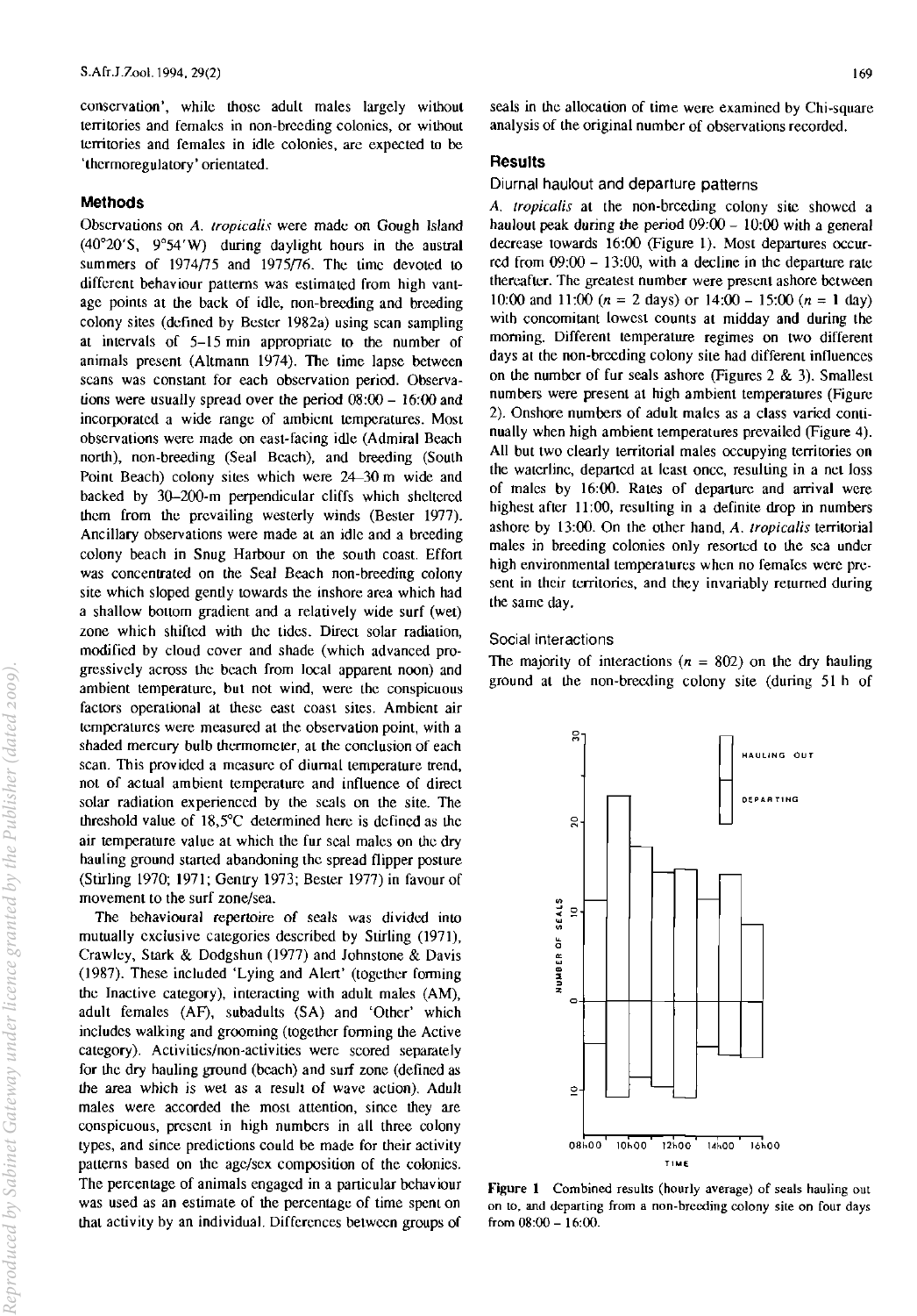conservation', while those adult males largely without territories and females in non-breeding colonies, or without territories and females in idle colonies, are expected to be 'thermoregulatory' orientated.

## Methods

Observations on *A. tropicalis* were made on Gough Island (40°20'S, 9°54'W) during daylight hours in the austral summers of 1974/75 and 1975/76. The time devoted to different behaviour patterns was estimated from high vantage points at the back of idle, non-breeding and breeding colony sites (defined by Bester 1982a) using scan sampling at intervals of 5–15 min appropriate to the number of animals present (Altmann 1974). The time lapse between scans was constant for each observation period. Observations were usually spread over the period 08:00 – 16:00 and incorporated a wide range of ambient temperatures. Most observations were made on east-facing idle (Admiral Beach north), non-breeding (Seal Beach), and breeding (South Point Beach) colony sites which were 24–30 m wide and backed by 30–200-m perpendicular cliffs which sheltered them from the prevailing westerly winds (Bester 1977). Ancillary observations were made at an idle and a breeding colony beach in Snug Harbour on the south coast. Effort was concentrated on the Seal Beach non-breeding colony site which sloped gently towards the inshore area which had a shallow bottom gradient and a relatively wide surf (wet) zone which shifted with the tides. Direct solar radiation, modified by cloud cover and shade (which advanced progressively across the beach from local apparent noon) and ambient temperature, but not wind, were the conspicuous factors operational at these east coast sites. Ambient air temperatures were measured at the observation point, with a shaded mercury bulb thermometer, at the conclusion of each scan. This provided a measure of diurnal temperature trend, not of actual ambient temperature and influence of direct solar radiation experienced by the seals on the site. The threshold value of 18,5°C determined here is defined as the air temperature value at which the fur seal males on the dry hauling ground started abandoning the spread flipper posture (Stirling 1970; 1971; Gentry 1973; Bester 1977) in favour of movement to the surf zone/sea.

The behavioural repertoire of seals was divided into mutually exclusive categories described by Stirling (1971), Crawley, Stark & Dodgshun (1977) and Johnstone & Davis (1987). These included 'Lying and Alert' (together forming the Inactive category), interacting with adult males (AM), adult females (AF), subadults (SA) and 'Other' which includes walking and grooming (together forming the Active category). Activities/non-activities were scored separately for the dry hauling ground (beach) and surf zone (defined as the area which is wet as a result of wave action). Adult males were accorded the most attention, since they are conspicuous, present in high numbers in all three colony types, and since predictions could be made for their activity patterns based on the age/sex composition of the colonies. The percentage of animals engaged in a particular behaviour was used as an estimate of the percentage of time spent on that activity by an individual. Differences between groups of seals in the allocation of time were examined by Chi-square analysis of the original number of observations recorded.

## Results

### Diurnal haulout and departure patterns

*A. tropicalis* at the non-breeding colony site showed a haulout peak during the period 09:00 – 10:00 with a general decrease towards 16:00 (Figure 1). Most departures occurred from 09:00 – 13:00, with a decline in the departure rate thereafter. The greatest number were present ashore between 10:00 and 11:00 ($n$ = 2 days) or 14:00 – 15:00 ($n$ = 1 day) with concomitant lowest counts at midday and during the morning. Different temperature regimes on two different days at the non-breeding colony site had different influences on the number of fur seals ashore (Figures 2 & 3). Smallest numbers were present at high ambient temperatures (Figure 2). Onshore numbers of adult males as a class varied continually when high ambient temperatures prevailed (Figure 4). All but two clearly territorial males occupying territories on the waterline, departed at least once, resulting in a net loss of males by 16:00. Rates of departure and arrival were highest after 11:00, resulting in a definite drop in numbers ashore by 13:00. On the other hand, *A. tropicalis* territorial males in breeding colonies only resorted to the sea under high environmental temperatures when no females were present in their territories, and they invariably returned during the same day.

### Social interactions

The majority of interactions ($n$ = 802) on the dry hauling ground at the non-breeding colony site (during 51 h of

**Figure 1** Combined results (hourly average) of seals hauling out on to, and departing from a non-breeding colony site on four days from 08:00 – 16:00.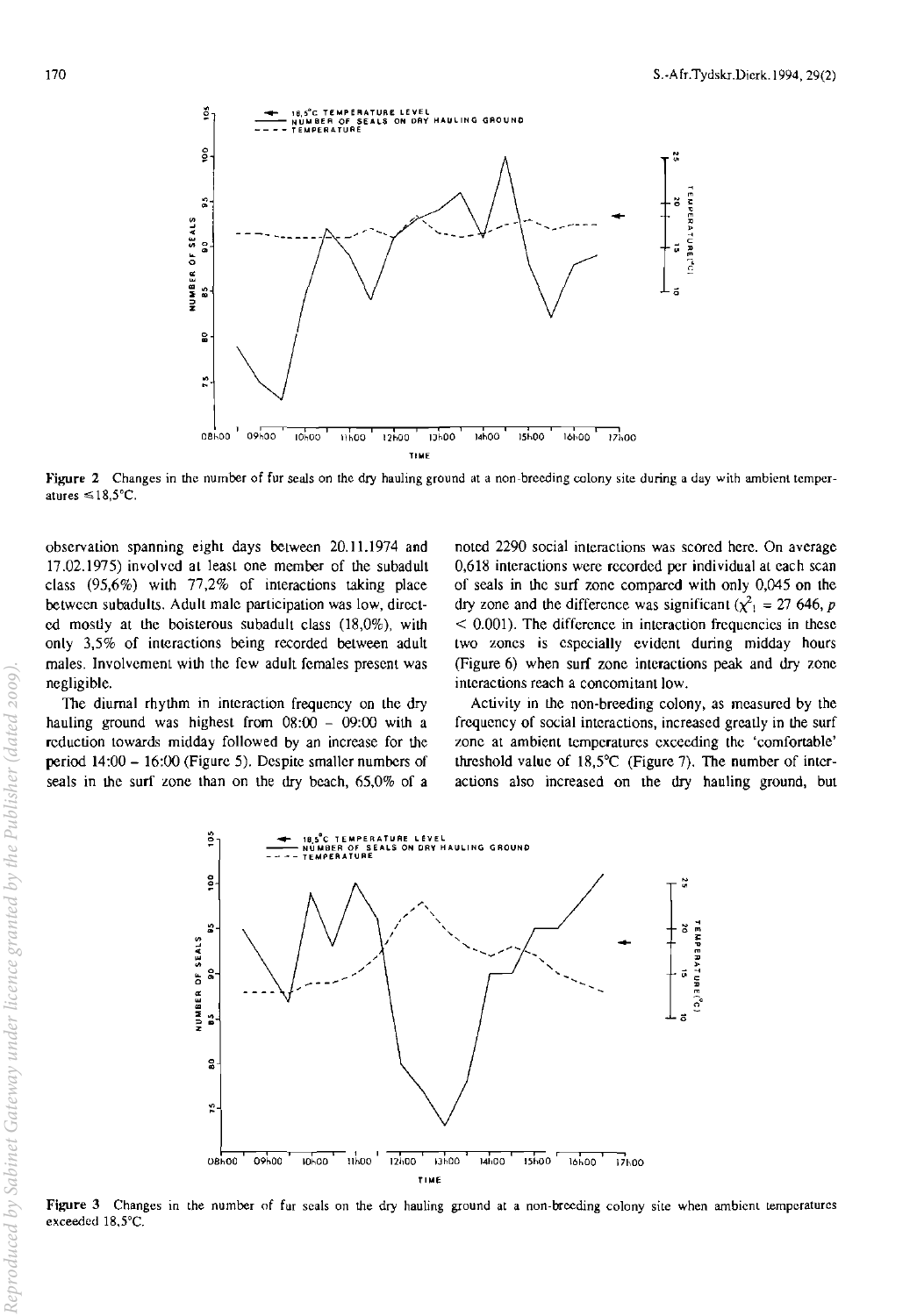Figure 2 Changes in the number of fur seals on the dry hauling ground at a non-breeding colony site during a day with ambient temperatures ≤18,5°C.

observation spanning eight days between 20.11.1974 and 17.02.1975) involved at least one member of the subadult class (95,6%) with 77,2% of interactions taking place between subadults. Adult male participation was low, directed mostly at the boisterous subadult class (18,0%), with only 3,5% of interactions being recorded between adult males. Involvement with the few adult females present was negligible.

The diurnal rhythm in interaction frequency on the dry hauling ground was highest from 08:00 – 09:00 with a reduction towards midday followed by an increase for the period 14:00 – 16:00 (Figure 5). Despite smaller numbers of seals in the surf zone than on the dry beach, 65,0% of a noted 2290 social interactions was scored here. On average 0,618 interactions were recorded per individual at each scan of seals in the surf zone compared with only 0,045 on the dry zone and the difference was significant ($\chi^2_1$ = 27 646, $p$ < 0.001). The difference in interaction frequencies in these two zones is especially evident during midday hours (Figure 6) when surf zone interactions peak and dry zone interactions reach a concomitant low.

Activity in the non-breeding colony, as measured by the frequency of social interactions, increased greatly in the surf zone at ambient temperatures exceeding the 'comfortable' threshold value of 18,5°C (Figure 7). The number of interactions also increased on the dry hauling ground, but

Figure 3 Changes in the number of fur seals on the dry hauling ground at a non-breeding colony site when ambient temperatures exceeded 18,5°C.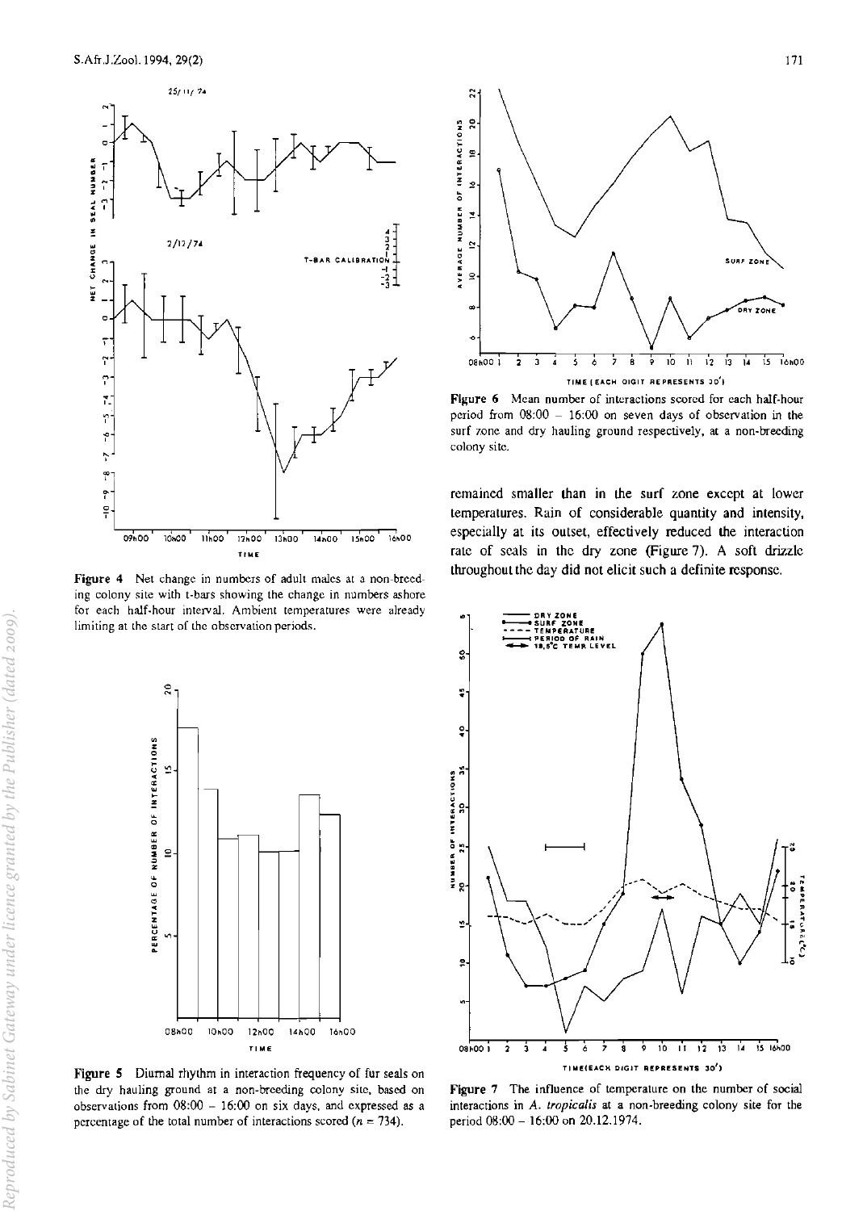**Figure 4** Net change in numbers of adult males at a non-breeding colony site with t-bars showing the change in numbers ashore for each half-hour interval. Ambient temperatures were already limiting at the start of the observation periods.

**Figure 5** Diurnal rhythm in interaction frequency of fur seals on the dry hauling ground at a non-breeding colony site, based on observations from 08:00 – 16:00 on six days, and expressed as a percentage of the total number of interactions scored ($n$ = 734).

**Figure 6** Mean number of interactions scored for each half-hour period from 08:00 – 16:00 on seven days of observation in the surf zone and dry hauling ground respectively, at a non-breeding colony site.

remained smaller than in the surf zone except at lower temperatures. Rain of considerable quantity and intensity, especially at its outset, effectively reduced the interaction rate of seals in the dry zone (Figure 7). A soft drizzle throughout the day did not elicit such a definite response.

**Figure 7** The influence of temperature on the number of social interactions in *A. tropicalis* at a non-breeding colony site for the period 08:00 – 16:00 on 20.12.1974.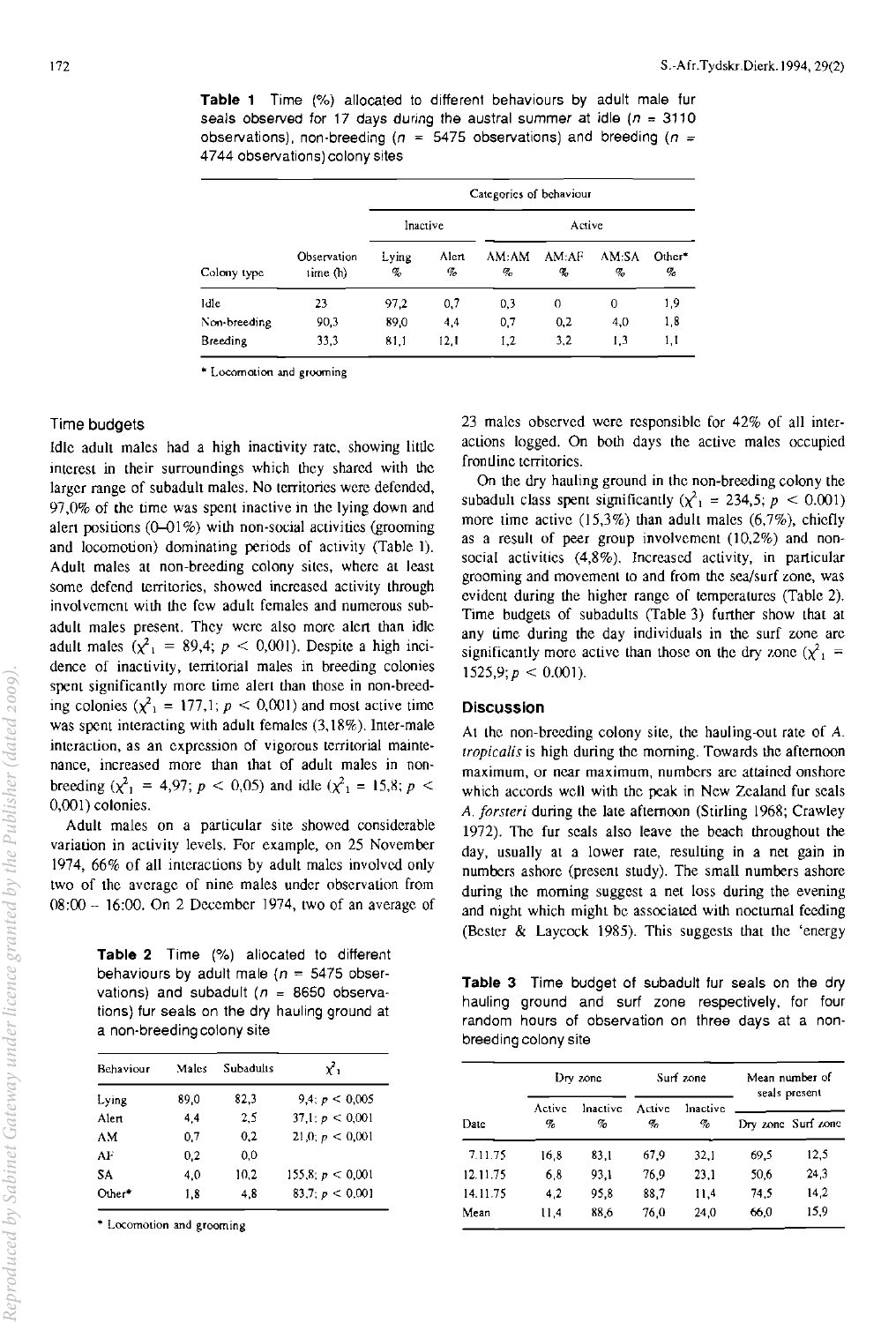**Table 1** Time (%) allocated to different behaviours by adult male fur seals observed for 17 days during the austral summer at idle ($n$ = 3110 observations), non-breeding ($n$ = 5475 observations) and breeding ($n$ = 4744 observations) colony sites

| | | Categories of behaviour | | | | | |
|---|---|---|---|---|---|---|---|
| | | Inactive | | Active | | | |
| Colony type | Observation time (h) | Lying % | Alert % | AM:AM % | AM:AF % | AM:SA % | Other* % |
| Idle | 23 | 97,2 | 0,7 | 0,3 | 0 | 0 | 1,9 |
| Non-breeding | 90,3 | 89,0 | 4,4 | 0,7 | 0,2 | 4,0 | 1,8 |
| Breeding | 33,3 | 81,1 | 12,1 | 1,2 | 3,2 | 1,3 | 1,1 |

\* Locomotion and grooming

### Time budgets

Idle adult males had a high inactivity rate, showing little interest in their surroundings which they shared with the larger range of subadult males. No territories were defended, 97,0% of the time was spent inactive in the lying down and alert positions (0–01%) with non-social activities (grooming and locomotion) dominating periods of activity (Table 1). Adult males at non-breeding colony sites, where at least some defend territories, showed increased activity through involvement with the few adult females and numerous subadult males present. They were also more alert than idle adult males ($\chi^2_1$ = 89,4; $p$ < 0,001). Despite a high incidence of inactivity, territorial males in breeding colonies spent significantly more time alert than those in non-breeding colonies ($\chi^2_1$ = 177,1; $p$ < 0,001) and most active time was spent interacting with adult females (3,18%). Inter-male interaction, as an expression of vigorous territorial maintenance, increased more than that of adult males in non-breeding ($\chi^2_1$ = 4,97; $p$ < 0,05) and idle ($\chi^2_1$ = 15,8; $p$ < 0,001) colonies.

Adult males on a particular site showed considerable variation in activity levels. For example, on 25 November 1974, 66% of all interactions by adult males involved only two of the average of nine males under observation from 08:00 – 16:00. On 2 December 1974, two of an average of 23 males observed were responsible for 42% of all interactions logged. On both days the active males occupied frontline territories.

On the dry hauling ground in the non-breeding colony the subadult class spent significantly ($\chi^2_1$ = 234,5; $p$ < 0.001) more time active (15,3%) than adult males (6,7%), chiefly as a result of peer group involvement (10,2%) and non-social activities (4,8%). Increased activity, in particular grooming and movement to and from the sea/surf zone, was evident during the higher range of temperatures (Table 2). Time budgets of subadults (Table 3) further show that at any time during the day individuals in the surf zone are significantly more active than those on the dry zone ($\chi^2_1$ = 1525,9; $p$ < 0.001).

**Table 2** Time (%) allocated to different behaviours by adult male ($n$ = 5475 observations) and subadult ($n$ = 8650 observations) fur seals on the dry hauling ground at a non-breeding colony site

| Behaviour | Males | Subadults | $\chi^2_1$ |
|---|---|---|---|
| Lying | 89,0 | 82,3 | 9,4; $p$ < 0,005 |
| Alert | 4,4 | 2,5 | 37,1; $p$ < 0,001 |
| AM | 0,7 | 0,2 | 21,0; $p$ < 0,001 |
| AF | 0,2 | 0,0 | |
| SA | 4,0 | 10,2 | 155,8; $p$ < 0,001 |
| Other* | 1,8 | 4,8 | 83,7; $p$ < 0,001 |

\* Locomotion and grooming

## Discussion

At the non-breeding colony site, the hauling-out rate of *A. tropicalis* is high during the morning. Towards the afternoon maximum, or near maximum, numbers are attained onshore which accords well with the peak in New Zealand fur seals *A. forsteri* during the late afternoon (Stirling 1968; Crawley 1972). The fur seals also leave the beach throughout the day, usually at a lower rate, resulting in a net gain in numbers ashore (present study). The small numbers ashore during the morning suggest a net loss during the evening and night which might be associated with nocturnal feeding (Bester & Laycock 1985). This suggests that the 'energy

**Table 3** Time budget of subadult fur seals on the dry hauling ground and surf zone respectively, for four random hours of observation on three days at a non-breeding colony site

| | Dry zone | | Surf zone | | Mean number of seals present | |
|---|---|---|---|---|---|---|
| Date | Active % | Inactive % | Active % | Inactive % | Dry zone | Surf zone |
| 7.11.75 | 16,8 | 83,1 | 67,9 | 32,1 | 69,5 | 12,5 |
| 12.11.75 | 6,8 | 93,1 | 76,9 | 23,1 | 50,6 | 24,3 |
| 14.11.75 | 4,2 | 95,8 | 88,7 | 11,4 | 74,5 | 14,2 |
| Mean | 11,4 | 88,6 | 76,0 | 24,0 | 66,0 | 15,9 |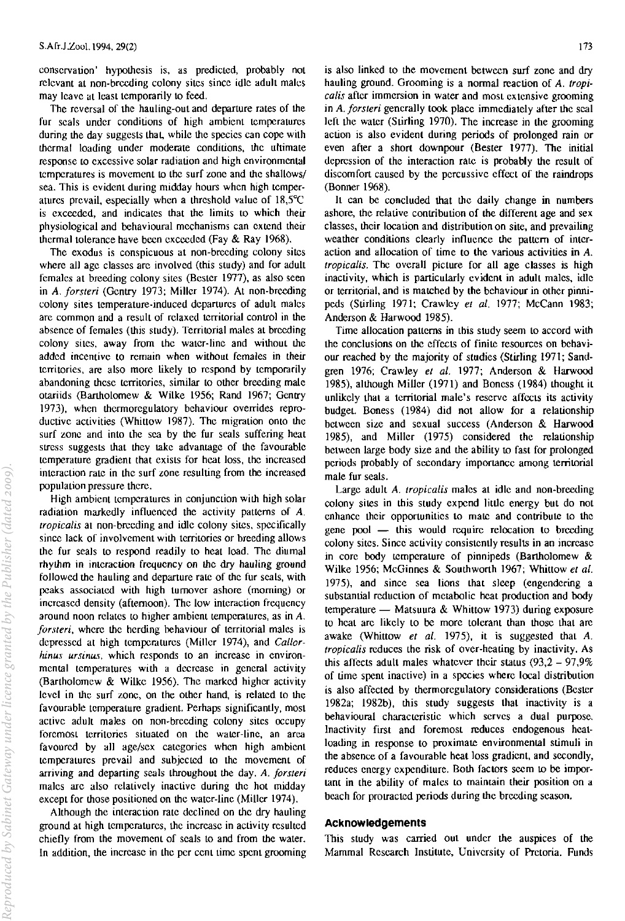conservation' hypothesis is, as predicted, probably not relevant at non-breeding colony sites since idle adult males may leave at least temporarily to feed.

The reversal of the hauling-out and departure rates of the fur seals under conditions of high ambient temperatures during the day suggests that, while the species can cope with thermal loading under moderate conditions, the ultimate response to excessive solar radiation and high environmental temperatures is movement to the surf zone and the shallows/sea. This is evident during midday hours when high temperatures prevail, especially when a threshold value of 18,5°C is exceeded, and indicates that the limits to which their physiological and behavioural mechanisms can extend their thermal tolerance have been exceeded (Fay & Ray 1968).

The exodus is conspicuous at non-breeding colony sites where all age classes are involved (this study) and for adult females at breeding colony sites (Bester 1977), as also seen in *A. forsteri* (Gentry 1973; Miller 1974). At non-breeding colony sites temperature-induced departures of adult males are common and a result of relaxed territorial control in the absence of females (this study). Territorial males at breeding colony sites, away from the water-line and without the added incentive to remain when without females in their territories, are also more likely to respond by temporarily abandoning these territories, similar to other breeding male otariids (Bartholomew & Wilke 1956; Rand 1967; Gentry 1973), when thermoregulatory behaviour overrides reproductive activities (Whittow 1987). The migration onto the surf zone and into the sea by the fur seals suffering heat stress suggests that they take advantage of the favourable temperature gradient that exists for heat loss, the increased interaction rate in the surf zone resulting from the increased population pressure there.

High ambient temperatures in conjunction with high solar radiation markedly influenced the activity patterns of *A. tropicalis* at non-breeding and idle colony sites, specifically since lack of involvement with territories or breeding allows the fur seals to respond readily to heat load. The diurnal rhythm in interaction frequency on the dry hauling ground followed the hauling and departure rate of the fur seals, with peaks associated with high turnover ashore (morning) or increased density (afternoon). The low interaction frequency around noon relates to higher ambient temperatures, as in *A. forsteri*, where the herding behaviour of territorial males is depressed at high temperatures (Miller 1974), and *Callorhinus ursinus*, which responds to an increase in environmental temperatures with a decrease in general activity (Bartholomew & Wilke 1956). The marked higher activity level in the surf zone, on the other hand, is related to the favourable temperature gradient. Perhaps significantly, most active adult males on non-breeding colony sites occupy foremost territories situated on the water-line, an area favoured by all age/sex categories when high ambient temperatures prevail and subjected to the movement of arriving and departing seals throughout the day. *A. forsteri* males are also relatively inactive during the hot midday except for those positioned on the water-line (Miller 1974).

Although the interaction rate declined on the dry hauling ground at high temperatures, the increase in activity resulted chiefly from the movement of seals to and from the water. In addition, the increase in the per cent time spent grooming is also linked to the movement between surf zone and dry hauling ground. Grooming is a normal reaction of *A. tropicalis* after immersion in water and most extensive grooming in *A. forsteri* generally took place immediately after the seal left the water (Stirling 1970). The increase in the grooming action is also evident during periods of prolonged rain or even after a short downpour (Bester 1977). The initial depression of the interaction rate is probably the result of discomfort caused by the percussive effect of the raindrops (Bonner 1968).

It can be concluded that the daily change in numbers ashore, the relative contribution of the different age and sex classes, their location and distribution on site, and prevailing weather conditions clearly influence the pattern of interaction and allocation of time to the various activities in *A. tropicalis*. The overall picture for all age classes is high inactivity, which is particularly evident in adult males, idle or territorial, and is matched by the behaviour in other pinnipeds (Stirling 1971; Crawley *et al.* 1977; McCann 1983; Anderson & Harwood 1985).

Time allocation patterns in this study seem to accord with the conclusions on the effects of finite resources on behaviour reached by the majority of studies (Stirling 1971; Sandgren 1976; Crawley *et al.* 1977; Anderson & Harwood 1985), although Miller (1971) and Boness (1984) thought it unlikely that a territorial male's reserve affects its activity budget. Boness (1984) did not allow for a relationship between size and sexual success (Anderson & Harwood 1985), and Miller (1975) considered the relationship between large body size and the ability to fast for prolonged periods probably of secondary importance among territorial male fur seals.

Large adult *A. tropicalis* males at idle and non-breeding colony sites in this study expend little energy but do not enhance their opportunities to mate and contribute to the gene pool — this would require relocation to breeding colony sites. Since activity consistently results in an increase in core body temperature of pinnipeds (Bartholomew & Wilke 1956; McGinnes & Southworth 1967; Whittow *et al.* 1975), and since sea lions that sleep (engendering a substantial reduction of metabolic heat production and body temperature — Matsuura & Whittow 1973) during exposure to heat are likely to be more tolerant than those that are awake (Whittow *et al.* 1975), it is suggested that *A. tropicalis* reduces the risk of over-heating by inactivity. As this affects adult males whatever their status (93,2 – 97,9% of time spent inactive) in a species where local distribution is also affected by thermoregulatory considerations (Bester 1982a; 1982b), this study suggests that inactivity is a behavioural characteristic which serves a dual purpose. Inactivity first and foremost reduces endogenous heat-loading in response to proximate environmental stimuli in the absence of a favourable heat loss gradient, and secondly, reduces energy expenditure. Both factors seem to be important in the ability of males to maintain their position on a beach for protracted periods during the breeding season.

## Acknowledgements

This study was carried out under the auspices of the Mammal Research Institute, University of Pretoria. Funds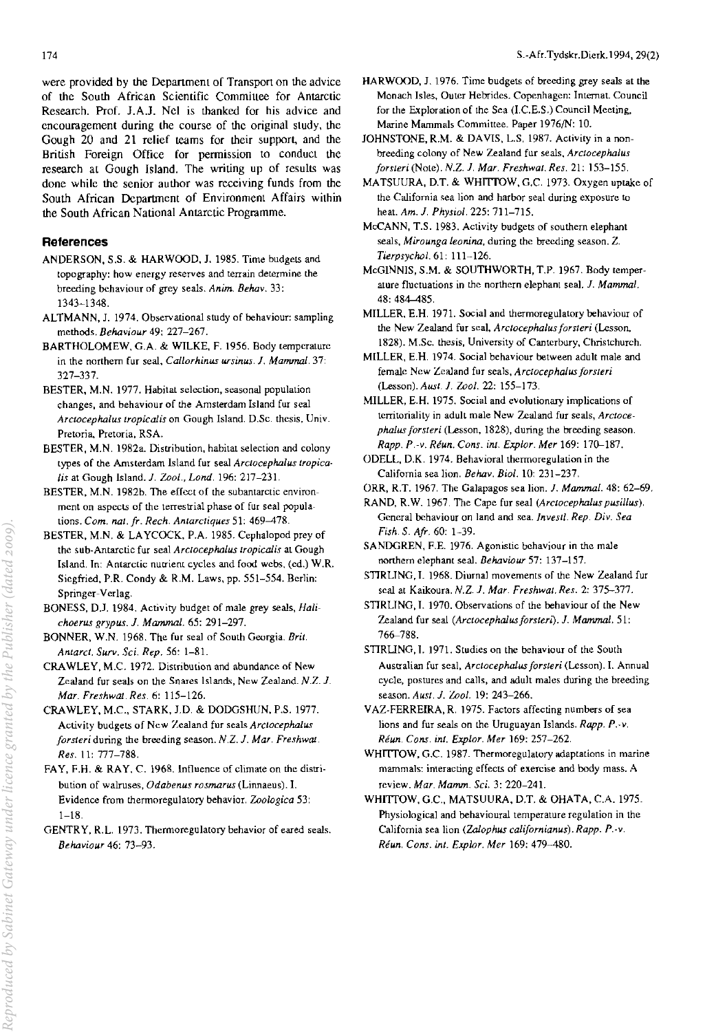were provided by the Department of Transport on the advice of the South African Scientific Committee for Antarctic Research. Prof. J.A.J. Nel is thanked for his advice and encouragement during the course of the original study, the Gough 20 and 21 relief teams for their support, and the British Foreign Office for permission to conduct the research at Gough Island. The writing up of results was done while the senior author was receiving funds from the South African Department of Environment Affairs within the South African National Antarctic Programme.

## References

ANDERSON, S.S. & HARWOOD, J. 1985. Time budgets and topography: how energy reserves and terrain determine the breeding behaviour of grey seals. *Anim. Behav.* 33: 1343–1348.

ALTMANN, J. 1974. Observational study of behaviour: sampling methods. *Behaviour* 49: 227–267.

BARTHOLOMEW, G.A. & WILKE, F. 1956. Body temperature in the northern fur seal, *Callorhinus ursinus*. *J. Mammal.* 37: 327–337.

BESTER, M.N. 1977. Habitat selection, seasonal population changes, and behaviour of the Amsterdam Island fur seal *Arctocephalus tropicalis* on Gough Island. D.Sc. thesis, Univ. Pretoria, Pretoria, RSA.

BESTER, M.N. 1982a. Distribution, habitat selection and colony types of the Amsterdam Island fur seal *Arctocephalus tropicalis* at Gough Island. *J. Zool., Lond.* 196: 217–231.

BESTER, M.N. 1982b. The effect of the subantarctic environment on aspects of the terrestrial phase of fur seal populations. *Com. nat. fr. Rech. Antarctiques* 51: 469–478.

BESTER, M.N. & LAYCOCK, P.A. 1985. Cephalopod prey of the sub-Antarctic fur seal *Arctocephalus tropicalis* at Gough Island. In: Antarctic nutrient cycles and food webs, (ed.) W.R. Siegfried, P.R. Condy & R.M. Laws, pp. 551–554. Berlin: Springer-Verlag.

BONESS, D.J. 1984. Activity budget of male grey seals, *Halichoerus grypus*. *J. Mammal.* 65: 291–297.

BONNER, W.N. 1968. The fur seal of South Georgia. *Brit. Antarct. Surv. Sci. Rep.* 56: 1–81.

CRAWLEY, M.C. 1972. Distribution and abundance of New Zealand fur seals on the Snares Islands, New Zealand. *N.Z. J. Mar. Freshwat. Res.* 6: 115–126.

CRAWLEY, M.C., STARK, J.D. & DODGSHUN, P.S. 1977. Activity budgets of New Zealand fur seals *Arctocephalus forsteri* during the breeding season. *N.Z. J. Mar. Freshwat. Res.* 11: 777–788.

FAY, F.H. & RAY, C. 1968. Influence of climate on the distribution of walruses, *Odabenus rosmarus* (Linnaeus). I. Evidence from thermoregulatory behavior. *Zoologica* 53: 1–18.

GENTRY, R.L. 1973. Thermoregulatory behavior of eared seals. *Behaviour* 46: 73–93.

HARWOOD, J. 1976. Time budgets of breeding grey seals at the Monach Isles, Outer Hebrides. Copenhagen: Internat. Council for the Exploration of the Sea (I.C.E.S.) Council Meeting, Marine Mammals Committee. Paper 1976/N: 10.

JOHNSTONE, R.M. & DAVIS, L.S. 1987. Activity in a non-breeding colony of New Zealand fur seals, *Arctocephalus forsteri* (Note). *N.Z. J. Mar. Freshwat. Res.* 21: 153–155.

MATSUURA, D.T. & WHITTOW, G.C. 1973. Oxygen uptake of the California sea lion and harbor seal during exposure to heat. *Am. J. Physiol.* 225: 711–715.

McCANN, T.S. 1983. Activity budgets of southern elephant seals, *Mirounga leonina*, during the breeding season. *Z. Tierpsychol.* 61: 111–126.

McGINNIS, S.M. & SOUTHWORTH, T.P. 1967. Body temperature fluctuations in the northern elephant seal. *J. Mammal.* 48: 484–485.

MILLER, E.H. 1971. Social and thermoregulatory behaviour of the New Zealand fur seal, *Arctocephalus forsteri* (Lesson, 1828). M.Sc. thesis, University of Canterbury, Christchurch.

MILLER, E.H. 1974. Social behaviour between adult male and female New Zealand fur seals, *Arctocephalus forsteri* (Lesson). *Aust. J. Zool.* 22: 155–173.

MILLER, E.H. 1975. Social and evolutionary implications of territoriality in adult male New Zealand fur seals, *Arctocephalus forsteri* (Lesson, 1828), during the breeding season. *Rapp. P.-v. Réun. Cons. int. Explor. Mer* 169: 170–187.

ODELL, D.K. 1974. Behavioral thermoregulation in the California sea lion. *Behav. Biol.* 10: 231–237.

ORR, R.T. 1967. The Galapagos sea lion. *J. Mammal.* 48: 62–69.

RAND, R.W. 1967. The Cape fur seal (*Arctocephalus pusillus*). General behaviour on land and sea. *Investl. Rep. Div. Sea Fish. S. Afr.* 60: 1–39.

SANDGREN, F.E. 1976. Agonistic behaviour in the male northern elephant seal. *Behaviour* 57: 137–157.

STIRLING, I. 1968. Diurnal movements of the New Zealand fur seal at Kaikoura. *N.Z. J. Mar. Freshwat. Res.* 2: 375–377.

STIRLING, I. 1970. Observations of the behaviour of the New Zealand fur seal (*Arctocephalus forsteri*). *J. Mammal.* 51: 766–788.

STIRLING, I. 1971. Studies on the behaviour of the South Australian fur seal, *Arctocephalus forsteri* (Lesson). I. Annual cycle, postures and calls, and adult males during the breeding season. *Aust. J. Zool.* 19: 243–266.

VAZ-FERREIRA, R. 1975. Factors affecting numbers of sea lions and fur seals on the Uruguayan Islands. *Rapp. P.-v. Réun. Cons. int. Explor. Mer* 169: 257–262.

WHITTOW, G.C. 1987. Thermoregulatory adaptations in marine mammals: interacting effects of exercise and body mass. A review. *Mar. Mamm. Sci.* 3: 220–241.

WHITTOW, G.C., MATSUURA, D.T. & OHATA, C.A. 1975. Physiological and behavioural temperature regulation in the California sea lion (*Zalophus californianus*). *Rapp. P.-v. Réun. Cons. int. Explor. Mer* 169: 479–480.